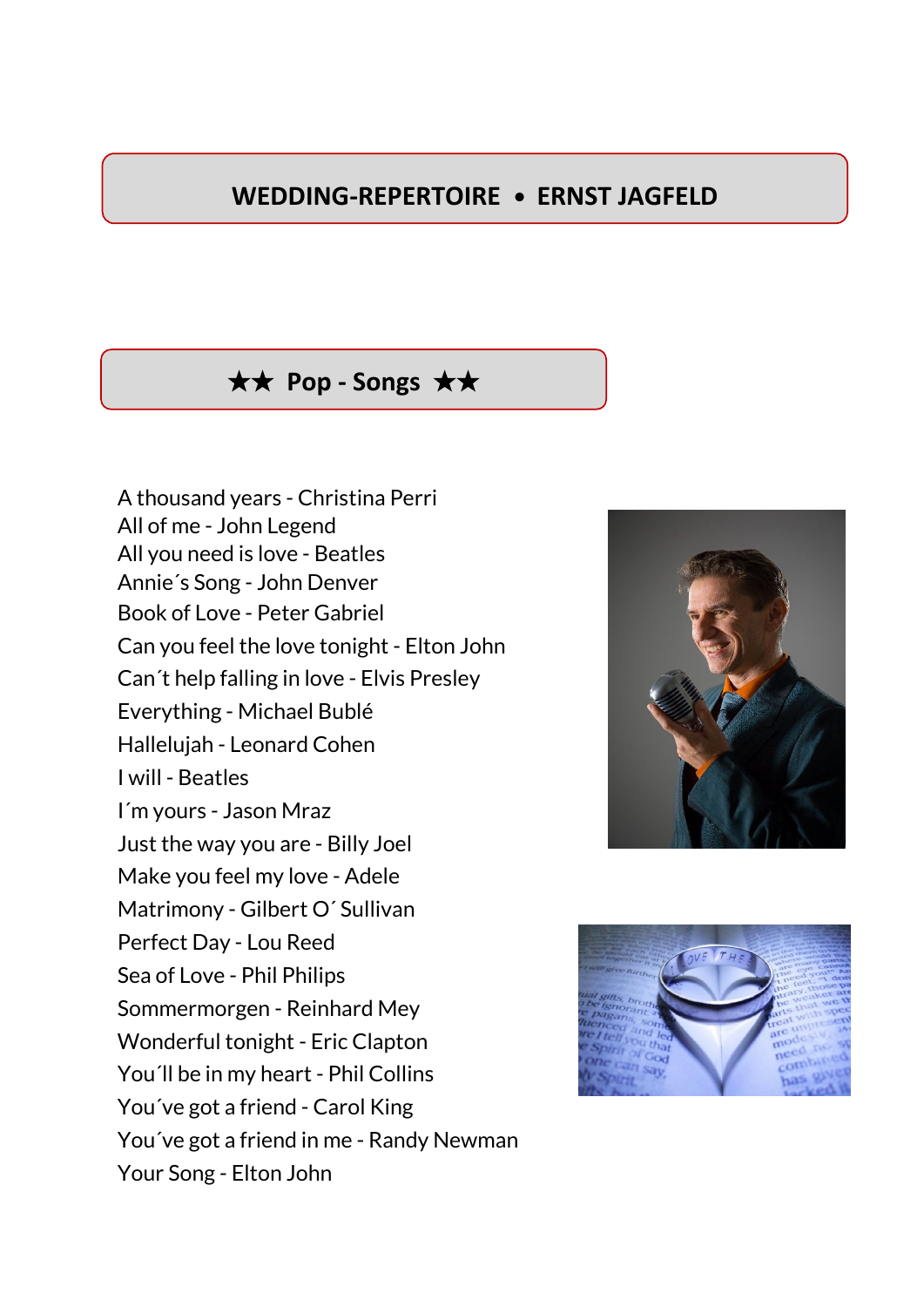# WEDDING-REPERTOIRE • ERNST JAGFELD

## ★★ Pop - Songs ★★

A thousand years - Christina Perri
All of me - John Legend
All you need is love - Beatles
Annie´s Song - John Denver
Book of Love - Peter Gabriel
Can you feel the love tonight - Elton John
Can´t help falling in love - Elvis Presley
Everything - Michael Bublé
Hallelujah - Leonard Cohen
I will - Beatles
I´m yours - Jason Mraz
Just the way you are - Billy Joel
Make you feel my love - Adele
Matrimony - Gilbert O´ Sullivan
Perfect Day - Lou Reed
Sea of Love - Phil Philips
Sommermorgen - Reinhard Mey
Wonderful tonight - Eric Clapton
You´ll be in my heart - Phil Collins
You´ve got a friend - Carol King
You´ve got a friend in me - Randy Newman
Your Song - Elton John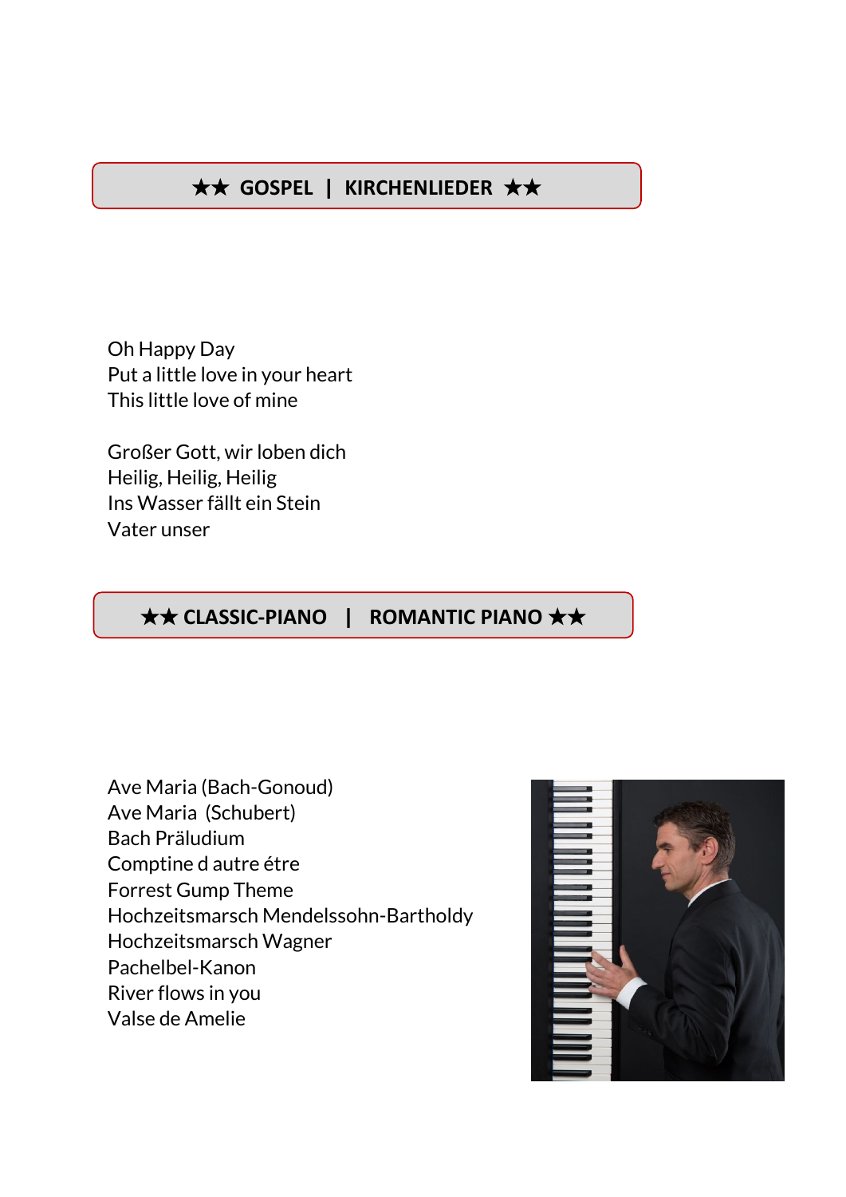## ★★ GOSPEL | KIRCHENLIEDER ★★

Oh Happy Day
Put a little love in your heart
This little love of mine

Großer Gott, wir loben dich
Heilig, Heilig, Heilig
Ins Wasser fällt ein Stein
Vater unser

## ★★ CLASSIC-PIANO | ROMANTIC PIANO ★★

Ave Maria (Bach-Gonoud)
Ave Maria (Schubert)
Bach Präludium
Comptine d autre étre
Forrest Gump Theme
Hochzeitsmarsch Mendelssohn-Bartholdy
Hochzeitsmarsch Wagner
Pachelbel-Kanon
River flows in you
Valse de Amelie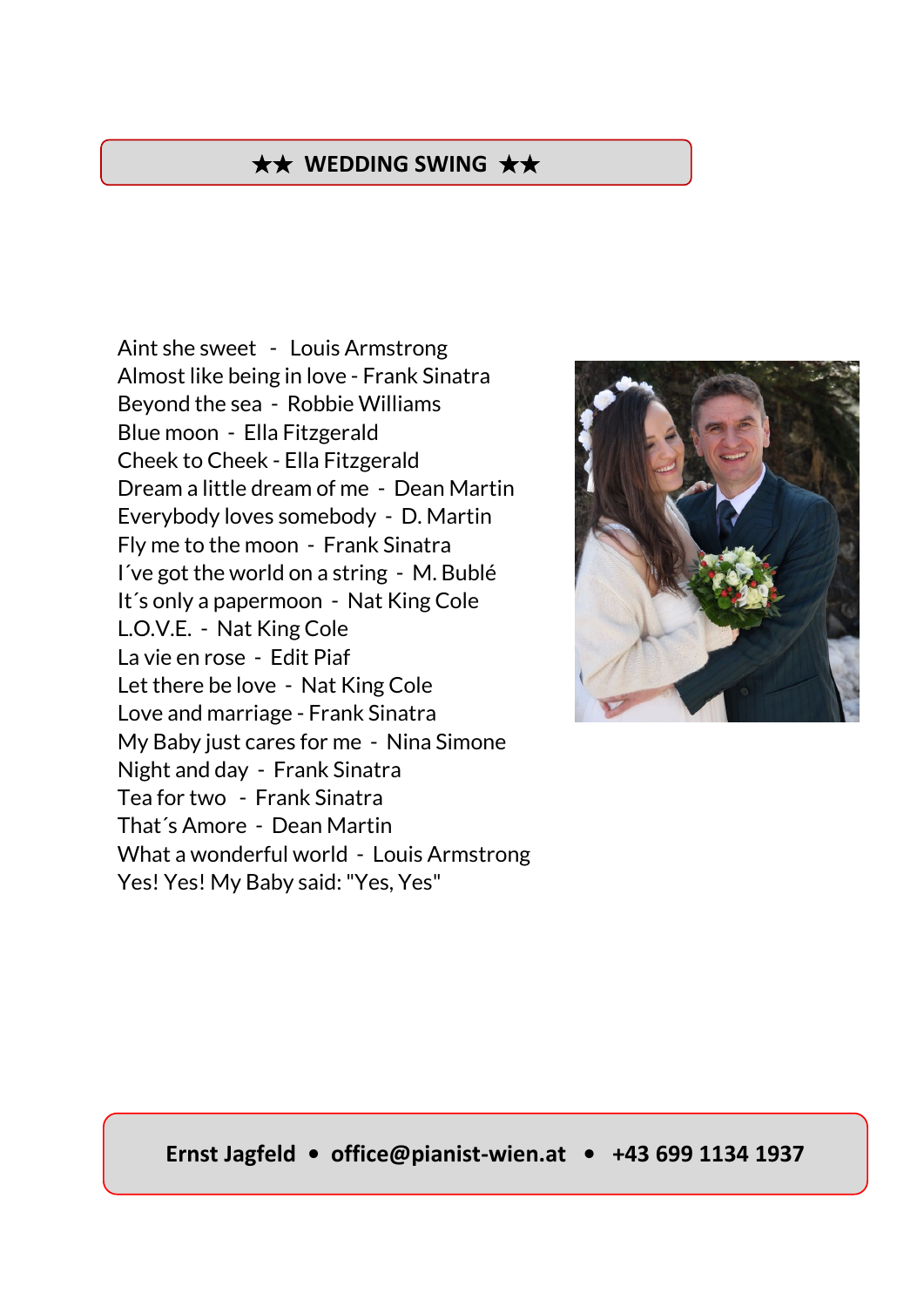## ★★ WEDDING SWING ★★

Aint she sweet - Louis Armstrong
Almost like being in love - Frank Sinatra
Beyond the sea - Robbie Williams
Blue moon - Ella Fitzgerald
Cheek to Cheek - Ella Fitzgerald
Dream a little dream of me - Dean Martin
Everybody loves somebody - D. Martin
Fly me to the moon - Frank Sinatra
I´ve got the world on a string - M. Bublé
It´s only a papermoon - Nat King Cole
L.O.V.E. - Nat King Cole
La vie en rose - Edit Piaf
Let there be love - Nat King Cole
Love and marriage - Frank Sinatra
My Baby just cares for me - Nina Simone
Night and day - Frank Sinatra
Tea for two - Frank Sinatra
That´s Amore - Dean Martin
What a wonderful world - Louis Armstrong
Yes! Yes! My Baby said: "Yes, Yes"

**Ernst Jagfeld • office@pianist-wien.at • +43 699 1134 1937**